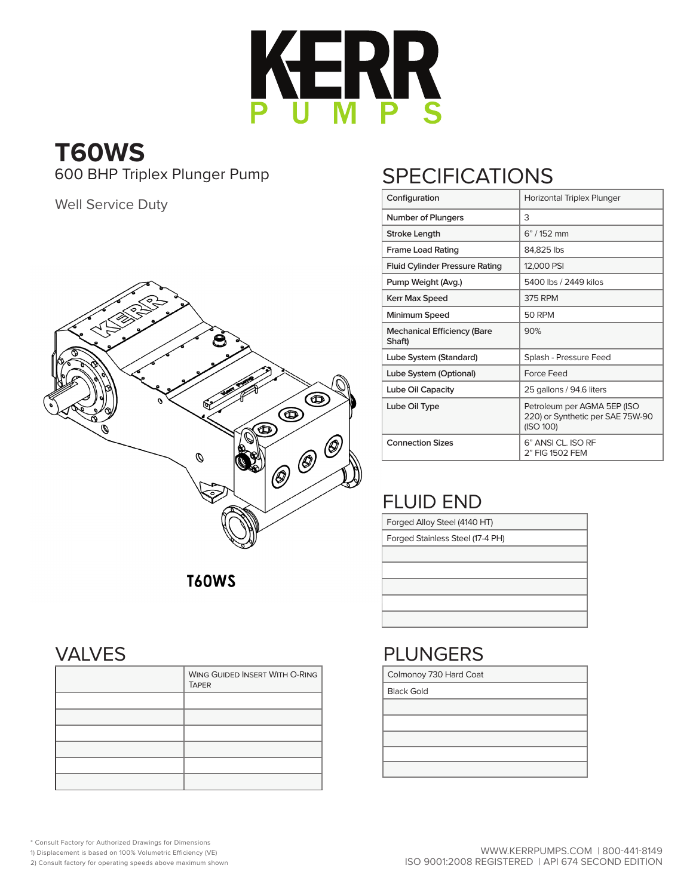# KERR PUMPS

## T60WS

600 BHP Triplex Plunger Pump

Well Service Duty

T60WS

## SPECIFICATIONS

| | |
|---|---|
| Configuration | Horizontal Triplex Plunger |
| Number of Plungers | 3 |
| Stroke Length | 6" / 152 mm |
| Frame Load Rating | 84,825 lbs |
| Fluid Cylinder Pressure Rating | 12,000 PSI |
| Pump Weight (Avg.) | 5400 lbs / 2449 kilos |
| Kerr Max Speed | 375 RPM |
| Minimum Speed | 50 RPM |
| Mechanical Efficiency (Bare Shaft) | 90% |
| Lube System (Standard) | Splash - Pressure Feed |
| Lube System (Optional) | Force Feed |
| Lube Oil Capacity | 25 gallons / 94.6 liters |
| Lube Oil Type | Petroleum per AGMA 5EP (ISO 220) or Synthetic per SAE 75W-90 (ISO 100) |
| Connection Sizes | 6" ANSI CL. ISO RF<br>2" FIG 1502 FEM |

## FLUID END

| |
|---|
| Forged Alloy Steel (4140 HT) |
| Forged Stainless Steel (17-4 PH) |
| |
| |
| |
| |
| |

## VALVES

| | |
|---|---|
| | Wing Guided Insert With O-Ring Taper |
| | |
| | |
| | |
| | |
| | |
| | |

## PLUNGERS

| |
|---|
| Colmonoy 730 Hard Coat |
| Black Gold |
| |
| |
| |
| |
| |

\* Consult Factory for Authorized Drawings for Dimensions
1) Displacement is based on 100% Volumetric Efficiency (VE)
2) Consult factory for operating speeds above maximum shown

WWW.KERRPUMPS.COM | 800-441-8149
ISO 9001:2008 REGISTERED | API 674 SECOND EDITION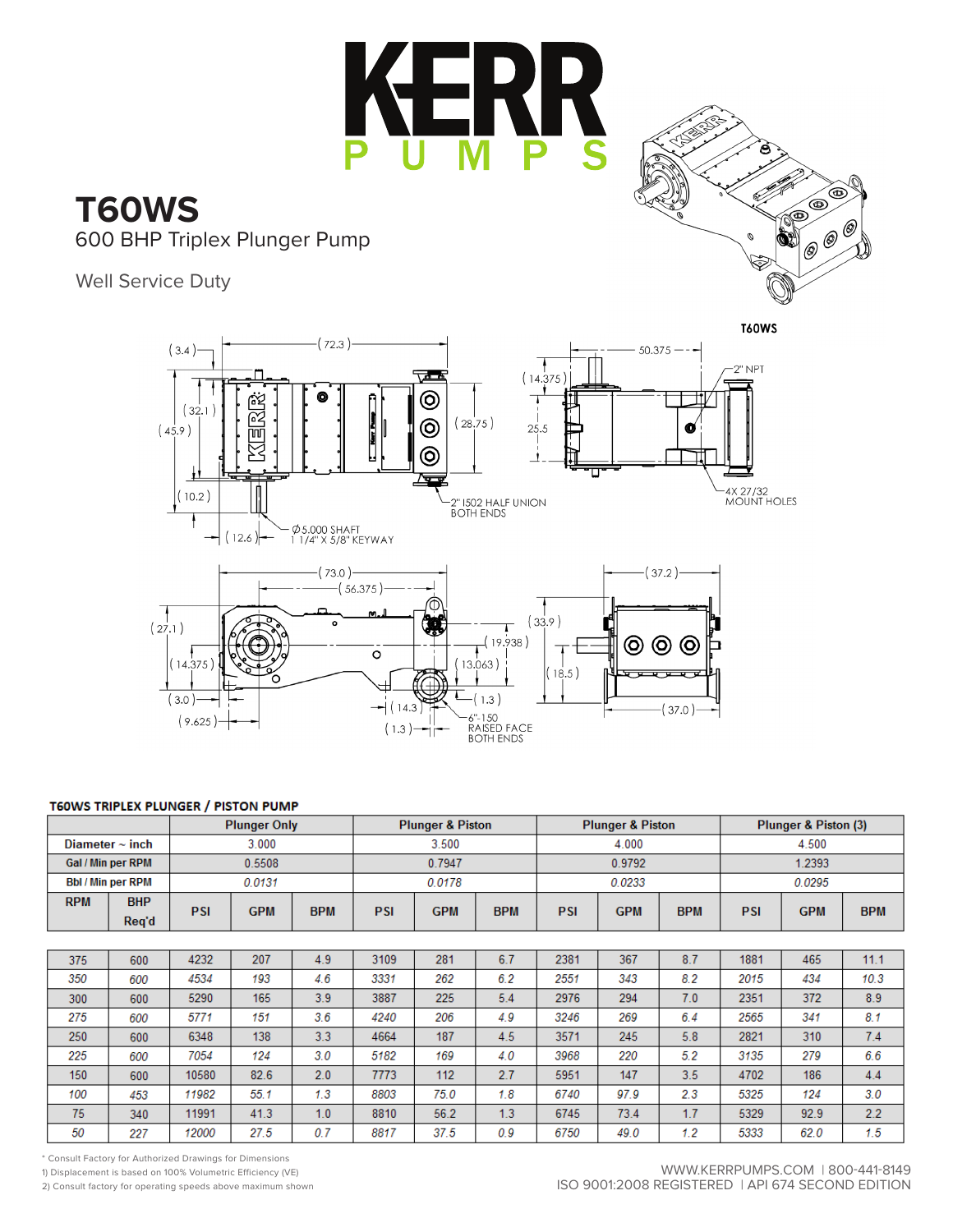# KERR PUMPS

# T60WS

600 BHP Triplex Plunger Pump

Well Service Duty

T60WS

( 3.4 ) ( 72.3 ) ( 32.1 ) ( 45.9 ) ( 28.75 ) ( 10.2 ) ( 12.6 )

2" 1502 HALF UNION BOTH ENDS

Ø5.000 SHAFT 1 1/4" X 5/8" KEYWAY

50.375 ( 14.375 ) 25.5 2" NPT

4X 27/32 MOUNT HOLES

( 73.0 ) ( 56.375 ) ( 27.1 ) ( 14.375 ) ( 3.0 ) ( 9.625 ) ( 33.9 ) ( 19.938 ) ( 13.063 ) ( 1.3 ) ( 14.3 ) ( 1.3 )

6"-150 RAISED FACE BOTH ENDS

( 37.2 ) ( 18.5 ) ( 37.0 )

### T60WS TRIPLEX PLUNGER / PISTON PUMP

| | | Plunger Only | | | Plunger & Piston | | | Plunger & Piston | | | Plunger & Piston (3) | | |
|---|---|---|---|---|---|---|---|---|---|---|---|---|---|
| Diameter ~ inch | | 3.000 | | | 3.500 | | | 4.000 | | | 4.500 | | |
| Gal / Min per RPM | | 0.5508 | | | 0.7947 | | | 0.9792 | | | 1.2393 | | |
| Bbl / Min per RPM | | 0.0131 | | | 0.0178 | | | 0.0233 | | | 0.0295 | | |
| RPM | BHP Req'd | PSI | GPM | BPM | PSI | GPM | BPM | PSI | GPM | BPM | PSI | GPM | BPM |
| 375 | 600 | 4232 | 207 | 4.9 | 3109 | 281 | 6.7 | 2381 | 367 | 8.7 | 1881 | 465 | 11.1 |
| 350 | 600 | 4534 | 193 | 4.6 | 3331 | 262 | 6.2 | 2551 | 343 | 8.2 | 2015 | 434 | 10.3 |
| 300 | 600 | 5290 | 165 | 3.9 | 3887 | 225 | 5.4 | 2976 | 294 | 7.0 | 2351 | 372 | 8.9 |
| 275 | 600 | 5771 | 151 | 3.6 | 4240 | 206 | 4.9 | 3246 | 269 | 6.4 | 2565 | 341 | 8.1 |
| 250 | 600 | 6348 | 138 | 3.3 | 4664 | 187 | 4.5 | 3571 | 245 | 5.8 | 2821 | 310 | 7.4 |
| 225 | 600 | 7054 | 124 | 3.0 | 5182 | 169 | 4.0 | 3968 | 220 | 5.2 | 3135 | 279 | 6.6 |
| 150 | 600 | 10580 | 82.6 | 2.0 | 7773 | 112 | 2.7 | 5951 | 147 | 3.5 | 4702 | 186 | 4.4 |
| 100 | 453 | 11982 | 55.1 | 1.3 | 8803 | 75.0 | 1.8 | 6740 | 97.9 | 2.3 | 5325 | 124 | 3.0 |
| 75 | 340 | 11991 | 41.3 | 1.0 | 8810 | 56.2 | 1.3 | 6745 | 73.4 | 1.7 | 5329 | 92.9 | 2.2 |
| 50 | 227 | 12000 | 27.5 | 0.7 | 8817 | 37.5 | 0.9 | 6750 | 49.0 | 1.2 | 5333 | 62.0 | 1.5 |

\* Consult Factory for Authorized Drawings for Dimensions
1) Displacement is based on 100% Volumetric Efficiency (VE)
2) Consult factory for operating speeds above maximum shown

WWW.KERRPUMPS.COM | 800-441-8149
ISO 9001:2008 REGISTERED | API 674 SECOND EDITION